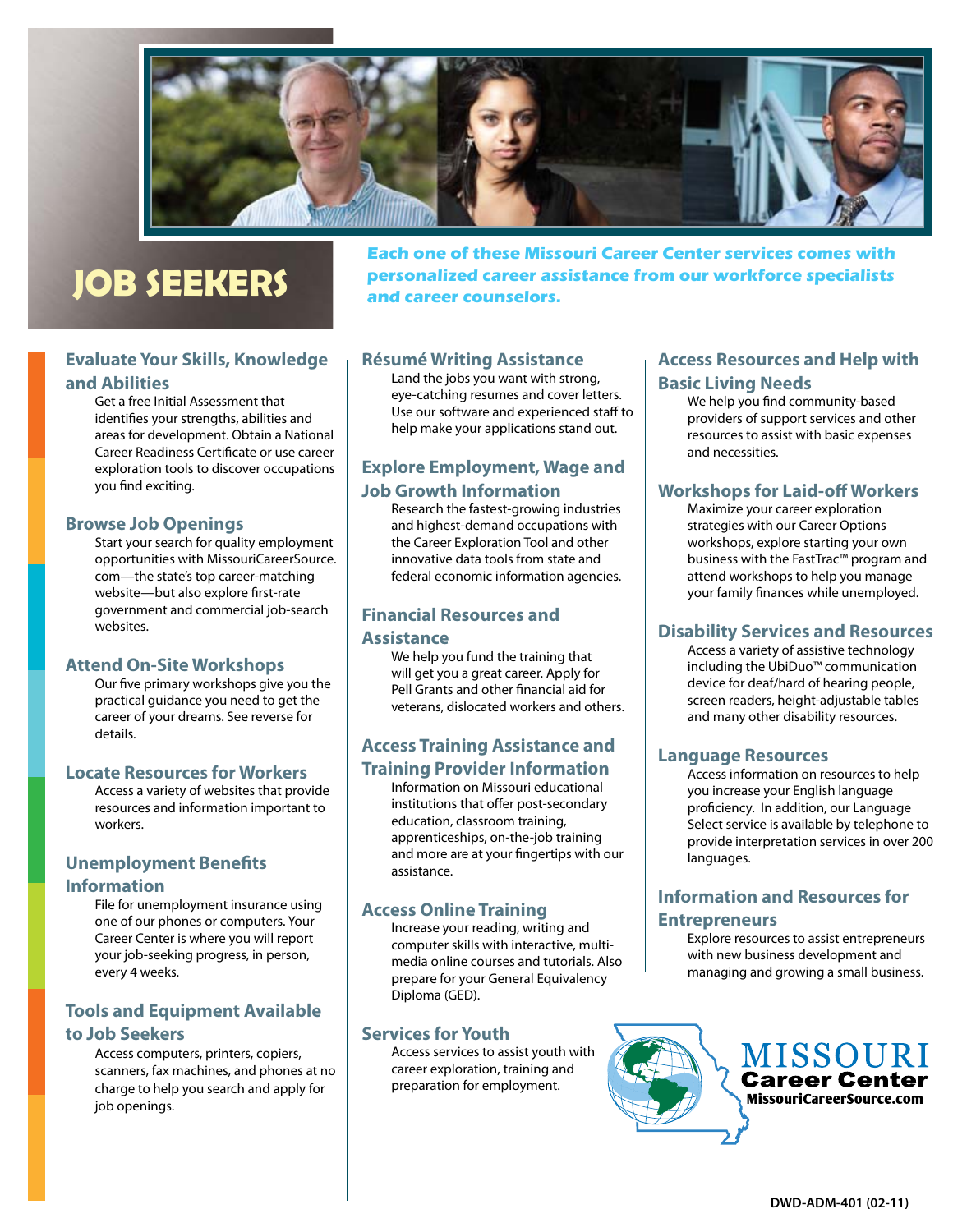# JOB SEEKERS

***Each one of these Missouri Career Center services comes with personalized career assistance from our workforce specialists and career counselors.***

## Evaluate Your Skills, Knowledge and Abilities

Get a free Initial Assessment that identifies your strengths, abilities and areas for development. Obtain a National Career Readiness Certificate or use career exploration tools to discover occupations you find exciting.

## Browse Job Openings

Start your search for quality employment opportunities with MissouriCareerSource.com—the state's top career-matching website—but also explore first-rate government and commercial job-search websites.

## Attend On-Site Workshops

Our five primary workshops give you the practical guidance you need to get the career of your dreams. See reverse for details.

## Locate Resources for Workers

Access a variety of websites that provide resources and information important to workers.

## Unemployment Benefits Information

File for unemployment insurance using one of our phones or computers. Your Career Center is where you will report your job-seeking progress, in person, every 4 weeks.

## Tools and Equipment Available to Job Seekers

Access computers, printers, copiers, scanners, fax machines, and phones at no charge to help you search and apply for job openings.

## Résumé Writing Assistance

Land the jobs you want with strong, eye-catching resumes and cover letters. Use our software and experienced staff to help make your applications stand out.

## Explore Employment, Wage and Job Growth Information

Research the fastest-growing industries and highest-demand occupations with the Career Exploration Tool and other innovative data tools from state and federal economic information agencies.

## Financial Resources and Assistance

We help you fund the training that will get you a great career. Apply for Pell Grants and other financial aid for veterans, dislocated workers and others.

## Access Training Assistance and Training Provider Information

Information on Missouri educational institutions that offer post-secondary education, classroom training, apprenticeships, on-the-job training and more are at your fingertips with our assistance.

## Access Online Training

Increase your reading, writing and computer skills with interactive, multi-media online courses and tutorials. Also prepare for your General Equivalency Diploma (GED).

## Services for Youth

Access services to assist youth with career exploration, training and preparation for employment.

## Access Resources and Help with Basic Living Needs

We help you find community-based providers of support services and other resources to assist with basic expenses and necessities.

## Workshops for Laid-off Workers

Maximize your career exploration strategies with our Career Options workshops, explore starting your own business with the FastTrac™ program and attend workshops to help you manage your family finances while unemployed.

## Disability Services and Resources

Access a variety of assistive technology including the UbiDuo™ communication device for deaf/hard of hearing people, screen readers, height-adjustable tables and many other disability resources.

## Language Resources

Access information on resources to help you increase your English language proficiency. In addition, our Language Select service is available by telephone to provide interpretation services in over 200 languages.

## Information and Resources for Entrepreneurs

Explore resources to assist entrepreneurs with new business development and managing and growing a small business.

MISSOURI Career Center
MissouriCareerSource.com

DWD-ADM-401 (02-11)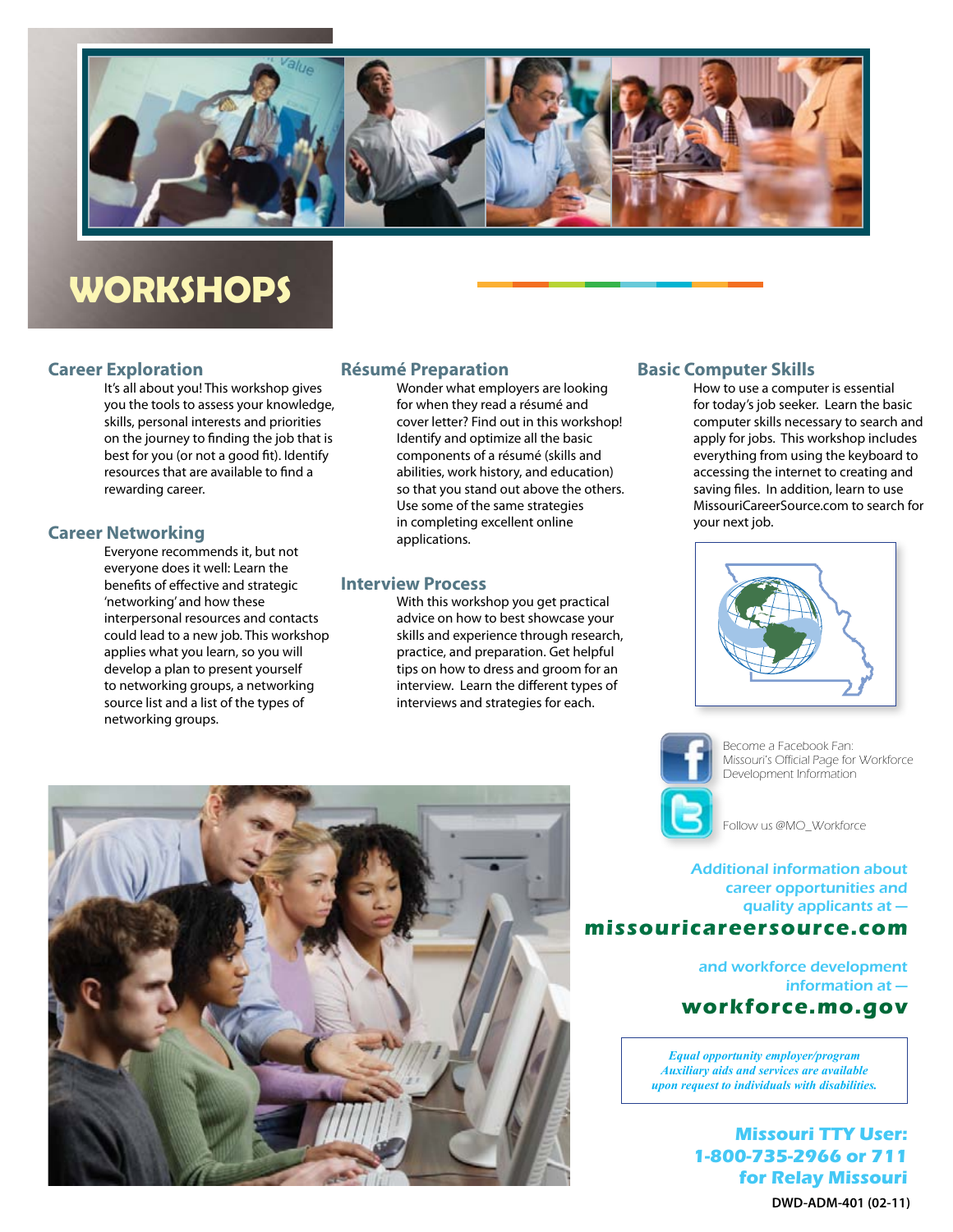# WORKSHOPS

## Career Exploration

It's all about you! This workshop gives you the tools to assess your knowledge, skills, personal interests and priorities on the journey to finding the job that is best for you (or not a good fit). Identify resources that are available to find a rewarding career.

## Career Networking

Everyone recommends it, but not everyone does it well: Learn the benefits of effective and strategic 'networking' and how these interpersonal resources and contacts could lead to a new job. This workshop applies what you learn, so you will develop a plan to present yourself to networking groups, a networking source list and a list of the types of networking groups.

## Résumé Preparation

Wonder what employers are looking for when they read a résumé and cover letter? Find out in this workshop! Identify and optimize all the basic components of a résumé (skills and abilities, work history, and education) so that you stand out above the others. Use some of the same strategies in completing excellent online applications.

## Interview Process

With this workshop you get practical advice on how to best showcase your skills and experience through research, practice, and preparation. Get helpful tips on how to dress and groom for an interview. Learn the different types of interviews and strategies for each.

## Basic Computer Skills

How to use a computer is essential for today's job seeker. Learn the basic computer skills necessary to search and apply for jobs. This workshop includes everything from using the keyboard to accessing the internet to creating and saving files. In addition, learn to use MissouriCareerSource.com to search for your next job.

Become a Facebook Fan: Missouri's Official Page for Workforce Development Information

Follow us @MO_Workforce

Additional information about career opportunities and quality applicants at —
**missouricareersource.com**

and workforce development information at —
**workforce.mo.gov**

*Equal opportunity employer/program*
*Auxiliary aids and services are available upon request to individuals with disabilities.*

**Missouri TTY User:**
**1-800-735-2966 or 711**
**for Relay Missouri**

DWD-ADM-401 (02-11)